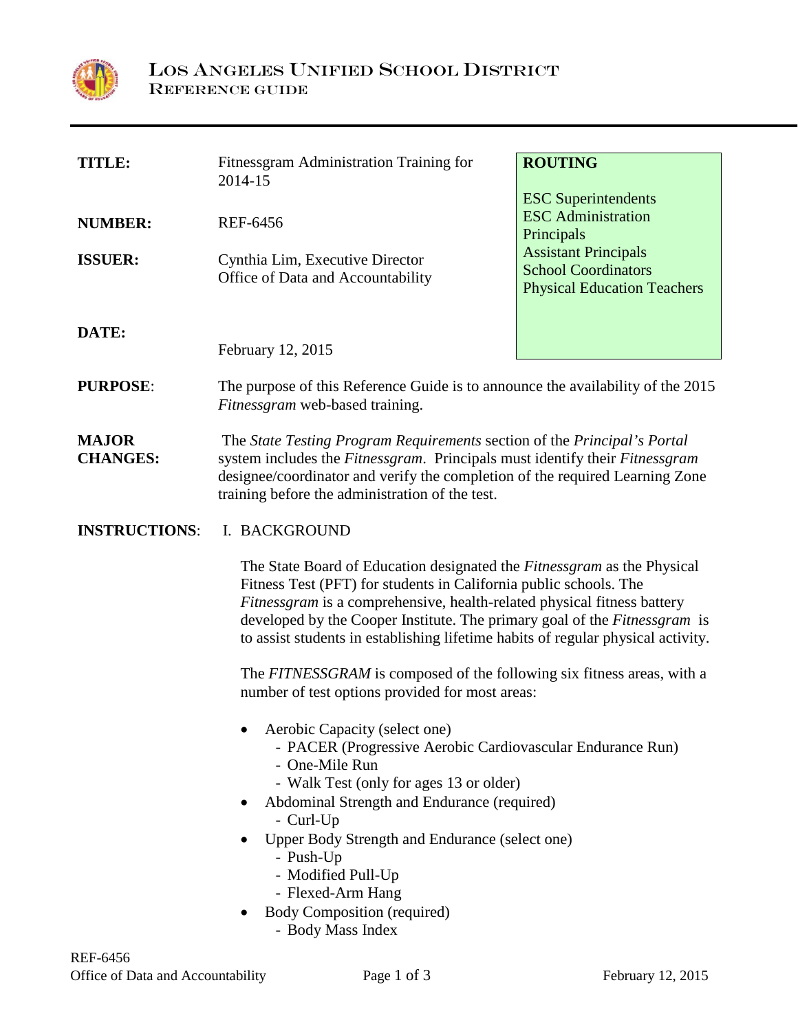# Los Angeles Unified School District
## Reference Guide

| | | |
|---|---|---|
| **TITLE:** | Fitnessgram Administration Training for 2014-15 | **ROUTING**<br><br>ESC Superintendents<br>ESC Administration<br>Principals<br>Assistant Principals<br>School Coordinators<br>Physical Education Teachers |
| **NUMBER:** | REF-6456 | |
| **ISSUER:** | Cynthia Lim, Executive Director<br>Office of Data and Accountability | |
| **DATE:** | February 12, 2015 | |

**PURPOSE**: The purpose of this Reference Guide is to announce the availability of the 2015 *Fitnessgram* web-based training.

**MAJOR CHANGES:** The *State Testing Program Requirements* section of the *Principal's Portal* system includes the *Fitnessgram*. Principals must identify their *Fitnessgram* designee/coordinator and verify the completion of the required Learning Zone training before the administration of the test.

**INSTRUCTIONS**: I. BACKGROUND

The State Board of Education designated the *Fitnessgram* as the Physical Fitness Test (PFT) for students in California public schools. The *Fitnessgram* is a comprehensive, health-related physical fitness battery developed by the Cooper Institute. The primary goal of the *Fitnessgram* is to assist students in establishing lifetime habits of regular physical activity.

The *FITNESSGRAM* is composed of the following six fitness areas, with a number of test options provided for most areas:

- Aerobic Capacity (select one)
  - PACER (Progressive Aerobic Cardiovascular Endurance Run)
  - One-Mile Run
  - Walk Test (only for ages 13 or older)
- Abdominal Strength and Endurance (required)
  - Curl-Up
- Upper Body Strength and Endurance (select one)
  - Push-Up
  - Modified Pull-Up
  - Flexed-Arm Hang
- Body Composition (required)
  - Body Mass Index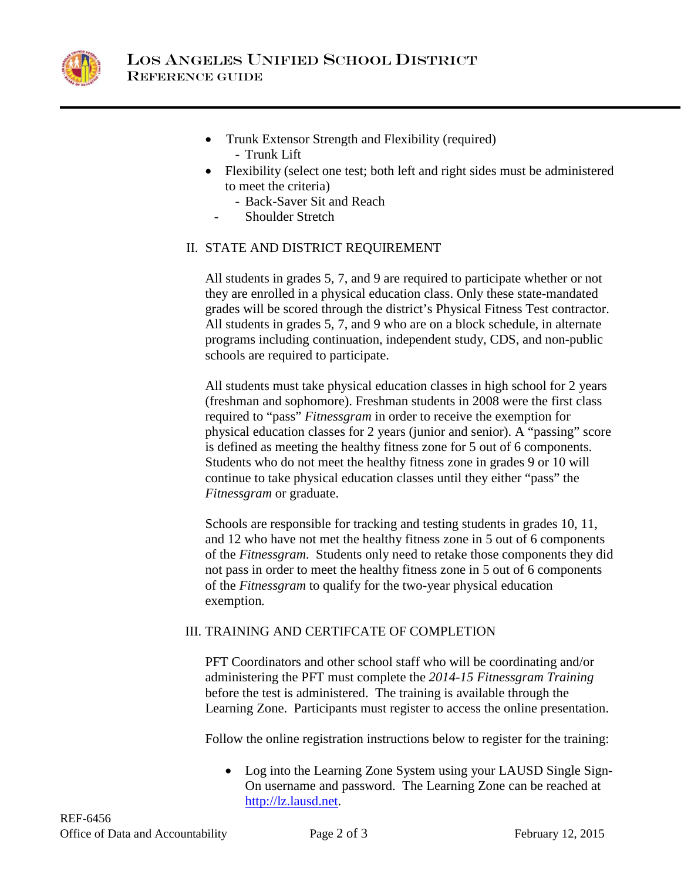- Trunk Extensor Strength and Flexibility (required)
  - Trunk Lift
- Flexibility (select one test; both left and right sides must be administered to meet the criteria)
  - Back-Saver Sit and Reach
  - Shoulder Stretch

## II. STATE AND DISTRICT REQUIREMENT

All students in grades 5, 7, and 9 are required to participate whether or not they are enrolled in a physical education class. Only these state-mandated grades will be scored through the district's Physical Fitness Test contractor. All students in grades 5, 7, and 9 who are on a block schedule, in alternate programs including continuation, independent study, CDS, and non-public schools are required to participate.

All students must take physical education classes in high school for 2 years (freshman and sophomore). Freshman students in 2008 were the first class required to "pass" *Fitnessgram* in order to receive the exemption for physical education classes for 2 years (junior and senior). A "passing" score is defined as meeting the healthy fitness zone for 5 out of 6 components. Students who do not meet the healthy fitness zone in grades 9 or 10 will continue to take physical education classes until they either "pass" the *Fitnessgram* or graduate.

Schools are responsible for tracking and testing students in grades 10, 11, and 12 who have not met the healthy fitness zone in 5 out of 6 components of the *Fitnessgram*. Students only need to retake those components they did not pass in order to meet the healthy fitness zone in 5 out of 6 components of the *Fitnessgram* to qualify for the two-year physical education exemption*.*

## III. TRAINING AND CERTIFCATE OF COMPLETION

PFT Coordinators and other school staff who will be coordinating and/or administering the PFT must complete the *2014-15 Fitnessgram Training* before the test is administered. The training is available through the Learning Zone. Participants must register to access the online presentation.

Follow the online registration instructions below to register for the training:

- Log into the Learning Zone System using your LAUSD Single Sign-On username and password. The Learning Zone can be reached at http://lz.lausd.net.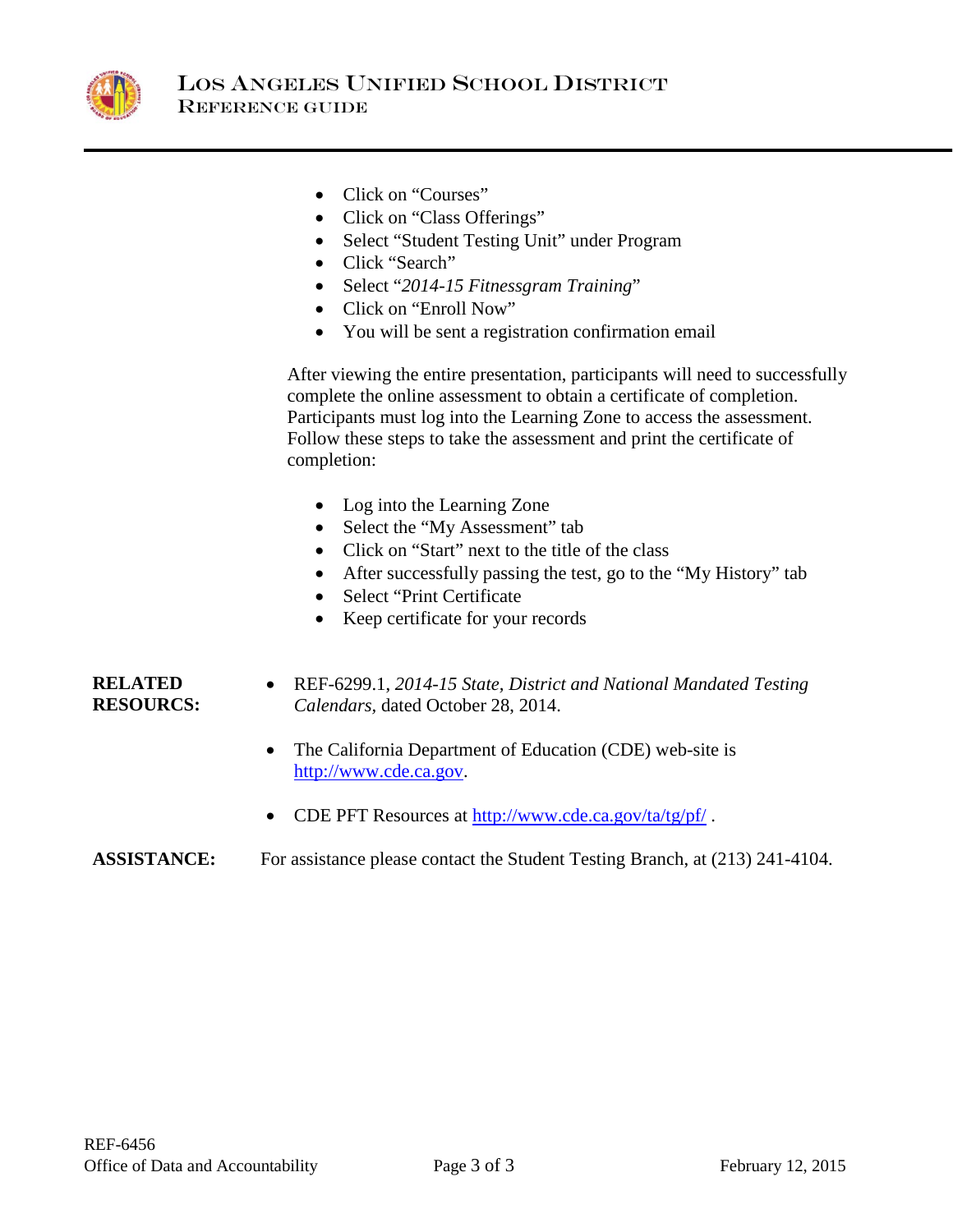- Click on "Courses"
- Click on "Class Offerings"
- Select "Student Testing Unit" under Program
- Click "Search"
- Select "*2014-15 Fitnessgram Training*"
- Click on "Enroll Now"
- You will be sent a registration confirmation email

After viewing the entire presentation, participants will need to successfully complete the online assessment to obtain a certificate of completion. Participants must log into the Learning Zone to access the assessment. Follow these steps to take the assessment and print the certificate of completion:

- Log into the Learning Zone
- Select the "My Assessment" tab
- Click on "Start" next to the title of the class
- After successfully passing the test, go to the "My History" tab
- Select "Print Certificate
- Keep certificate for your records

**RELATED RESOURCS:**

- REF-6299.1, *2014-15 State, District and National Mandated Testing Calendars*, dated October 28, 2014.
- The California Department of Education (CDE) web-site is http://www.cde.ca.gov.
- CDE PFT Resources at http://www.cde.ca.gov/ta/tg/pf/ .

**ASSISTANCE:** For assistance please contact the Student Testing Branch, at (213) 241-4104.